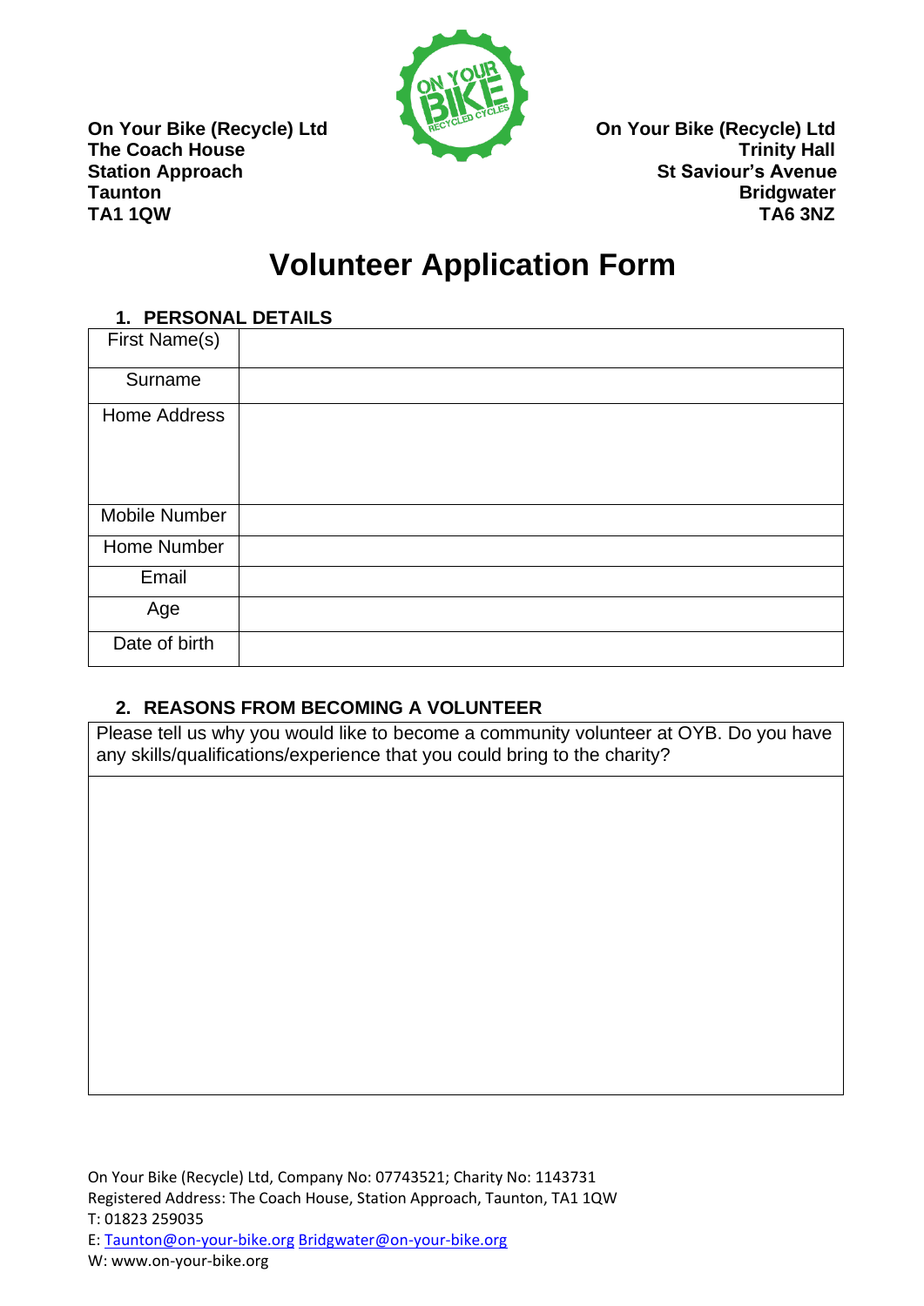**On Your Bike (Recycle) Ltd**
**The Coach House**
**Station Approach**
**Taunton**
**TA1 1QW**

**On Your Bike (Recycle) Ltd**
**Trinity Hall**
**St Saviour's Avenue**
**Bridgwater**
**TA6 3NZ**

# Volunteer Application Form

## 1. PERSONAL DETAILS

| | |
|---|---|
| First Name(s) | |
| Surname | |
| Home Address | |
| Mobile Number | |
| Home Number | |
| Email | |
| Age | |
| Date of birth | |

## 2. REASONS FROM BECOMING A VOLUNTEER

| Please tell us why you would like to become a community volunteer at OYB. Do you have any skills/qualifications/experience that you could bring to the charity? |
|---|
| |

On Your Bike (Recycle) Ltd, Company No: 07743521; Charity No: 1143731
Registered Address: The Coach House, Station Approach, Taunton, TA1 1QW
T: 01823 259035
E: Taunton@on-your-bike.org Bridgwater@on-your-bike.org
W: www.on-your-bike.org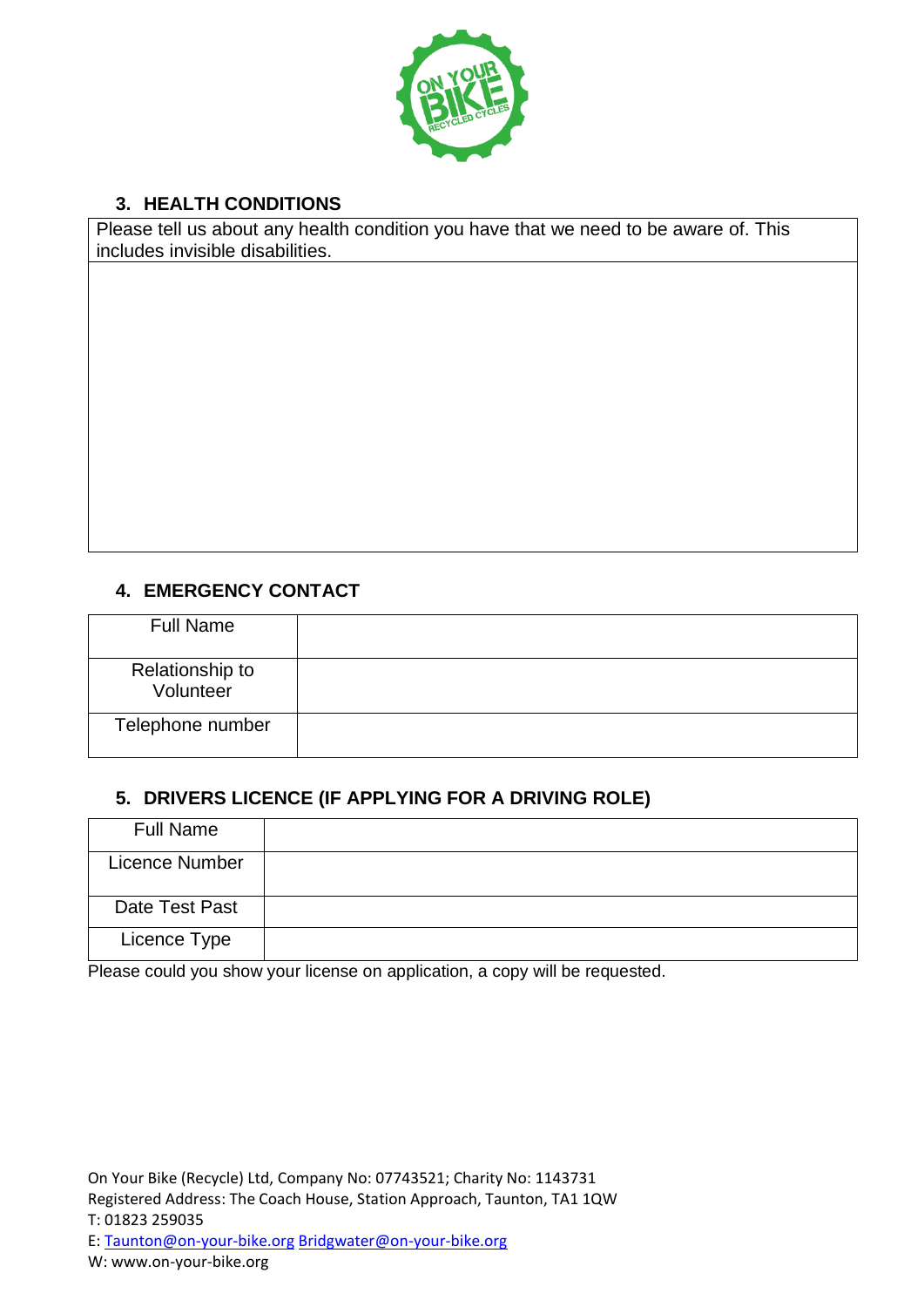## 3. HEALTH CONDITIONS

| Please tell us about any health condition you have that we need to be aware of. This includes invisible disabilities. |
|---|
| |

## 4. EMERGENCY CONTACT

| | |
|---|---|
| Full Name | |
| Relationship to Volunteer | |
| Telephone number | |

## 5. DRIVERS LICENCE (IF APPLYING FOR A DRIVING ROLE)

| | |
|---|---|
| Full Name | |
| Licence Number | |
| Date Test Past | |
| Licence Type | |

Please could you show your license on application, a copy will be requested.

On Your Bike (Recycle) Ltd, Company No: 07743521; Charity No: 1143731
Registered Address: The Coach House, Station Approach, Taunton, TA1 1QW
T: 01823 259035
E: Taunton@on-your-bike.org Bridgwater@on-your-bike.org
W: www.on-your-bike.org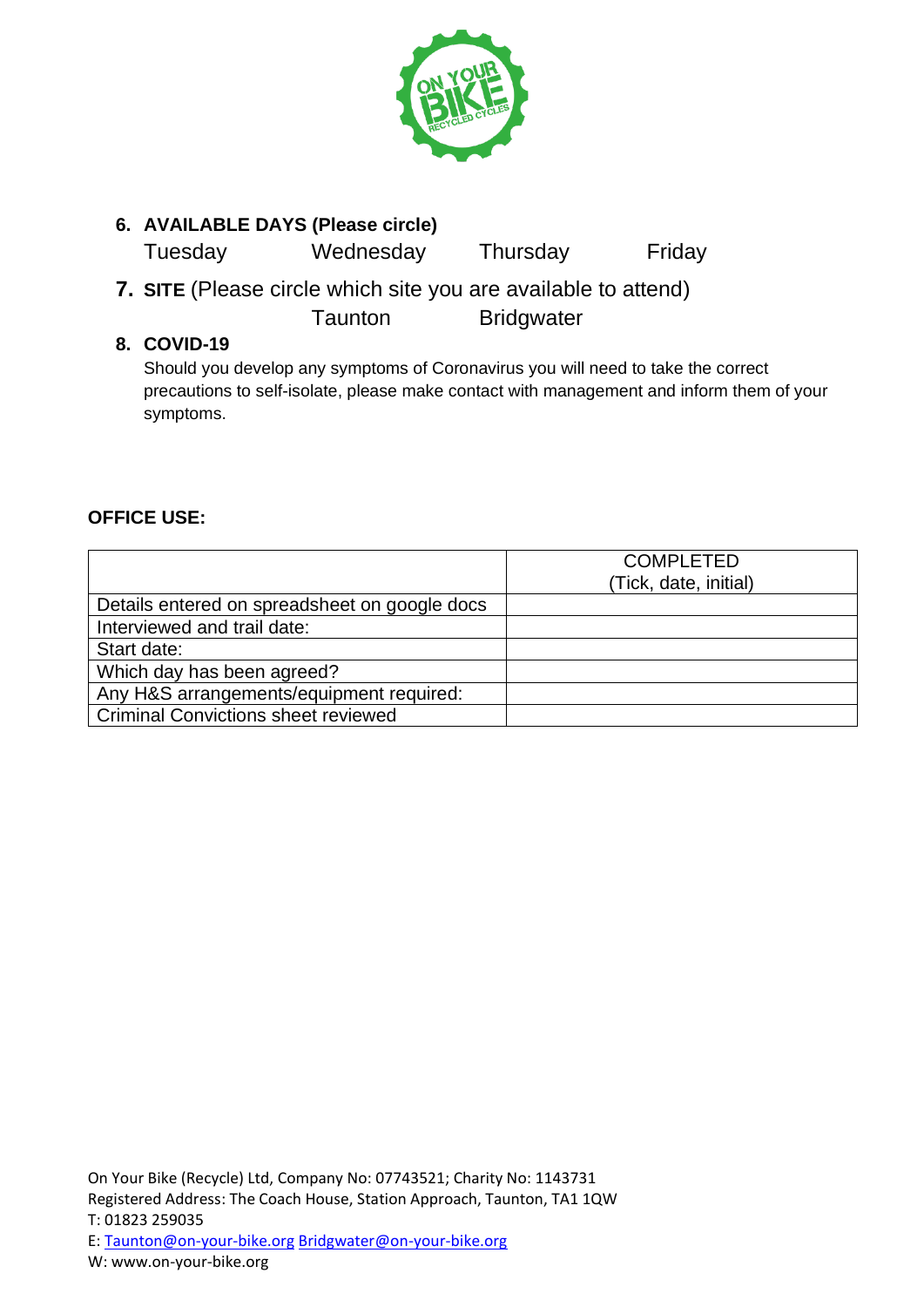6. **AVAILABLE DAYS (Please circle)**

   Tuesday Wednesday Thursday Friday

7. **SITE** (Please circle which site you are available to attend)

   Taunton Bridgwater

8. **COVID-19**

   Should you develop any symptoms of Coronavirus you will need to take the correct precautions to self-isolate, please make contact with management and inform them of your symptoms.

**OFFICE USE:**

| | COMPLETED (Tick, date, initial) |
|---|---|
| Details entered on spreadsheet on google docs | |
| Interviewed and trail date: | |
| Start date: | |
| Which day has been agreed? | |
| Any H&S arrangements/equipment required: | |
| Criminal Convictions sheet reviewed | |

On Your Bike (Recycle) Ltd, Company No: 07743521; Charity No: 1143731
Registered Address: The Coach House, Station Approach, Taunton, TA1 1QW
T: 01823 259035
E: Taunton@on-your-bike.org Bridgwater@on-your-bike.org
W: www.on-your-bike.org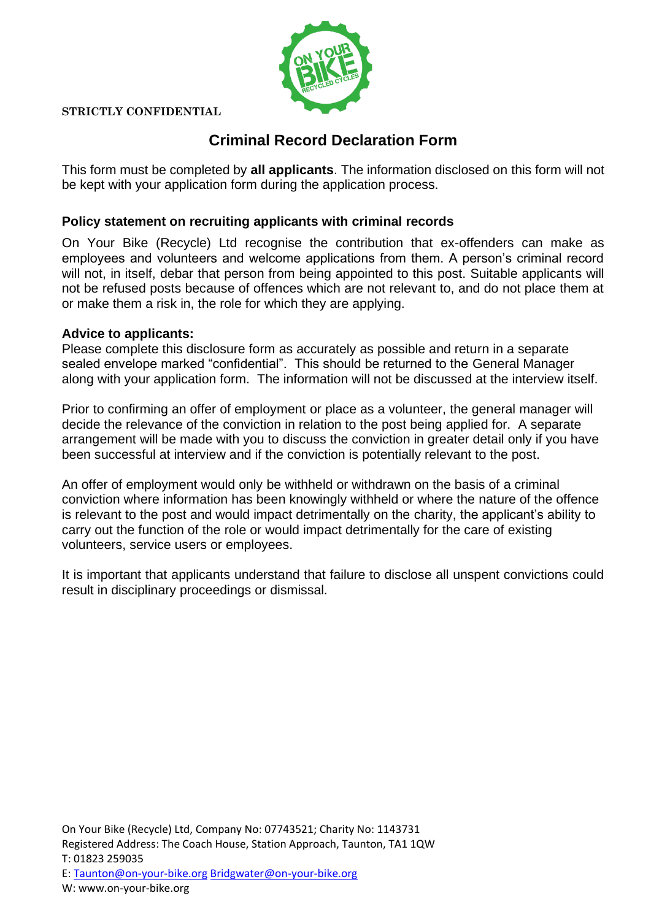STRICTLY CONFIDENTIAL

# Criminal Record Declaration Form

This form must be completed by **all applicants**. The information disclosed on this form will not be kept with your application form during the application process.

### Policy statement on recruiting applicants with criminal records

On Your Bike (Recycle) Ltd recognise the contribution that ex-offenders can make as employees and volunteers and welcome applications from them. A person's criminal record will not, in itself, debar that person from being appointed to this post. Suitable applicants will not be refused posts because of offences which are not relevant to, and do not place them at or make them a risk in, the role for which they are applying.

### Advice to applicants:

Please complete this disclosure form as accurately as possible and return in a separate sealed envelope marked "confidential". This should be returned to the General Manager along with your application form. The information will not be discussed at the interview itself.

Prior to confirming an offer of employment or place as a volunteer, the general manager will decide the relevance of the conviction in relation to the post being applied for. A separate arrangement will be made with you to discuss the conviction in greater detail only if you have been successful at interview and if the conviction is potentially relevant to the post.

An offer of employment would only be withheld or withdrawn on the basis of a criminal conviction where information has been knowingly withheld or where the nature of the offence is relevant to the post and would impact detrimentally on the charity, the applicant's ability to carry out the function of the role or would impact detrimentally for the care of existing volunteers, service users or employees.

It is important that applicants understand that failure to disclose all unspent convictions could result in disciplinary proceedings or dismissal.

On Your Bike (Recycle) Ltd, Company No: 07743521; Charity No: 1143731
Registered Address: The Coach House, Station Approach, Taunton, TA1 1QW
T: 01823 259035
E: Taunton@on-your-bike.org Bridgwater@on-your-bike.org
W: www.on-your-bike.org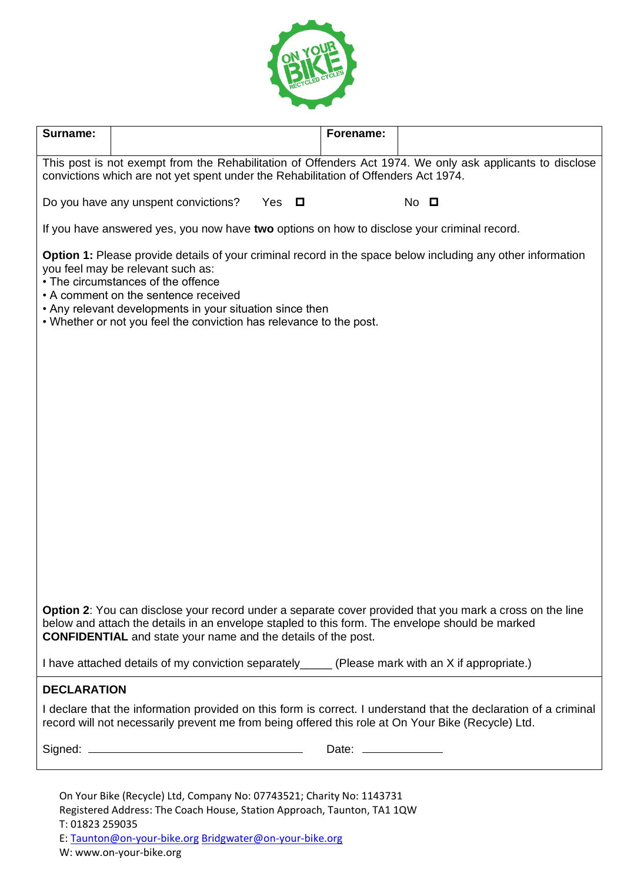| Surname: | | Forename: | |
|---|---|---|---|

This post is not exempt from the Rehabilitation of Offenders Act 1974. We only ask applicants to disclose convictions which are not yet spent under the Rehabilitation of Offenders Act 1974.

Do you have any unspent convictions? Yes ☐ No ☐

If you have answered yes, you now have **two** options on how to disclose your criminal record.

**Option 1:** Please provide details of your criminal record in the space below including any other information you feel may be relevant such as:

- The circumstances of the offence
- A comment on the sentence received
- Any relevant developments in your situation since then
- Whether or not you feel the conviction has relevance to the post.

**Option 2**: You can disclose your record under a separate cover provided that you mark a cross on the line below and attach the details in an envelope stapled to this form. The envelope should be marked **CONFIDENTIAL** and state your name and the details of the post.

I have attached details of my conviction separately_____ (Please mark with an X if appropriate.)

**DECLARATION**

I declare that the information provided on this form is correct. I understand that the declaration of a criminal record will not necessarily prevent me from being offered this role at On Your Bike (Recycle) Ltd.

Signed: ______________________________ Date: ____________

On Your Bike (Recycle) Ltd, Company No: 07743521; Charity No: 1143731
Registered Address: The Coach House, Station Approach, Taunton, TA1 1QW
T: 01823 259035
E: Taunton@on-your-bike.org Bridgwater@on-your-bike.org
W: www.on-your-bike.org